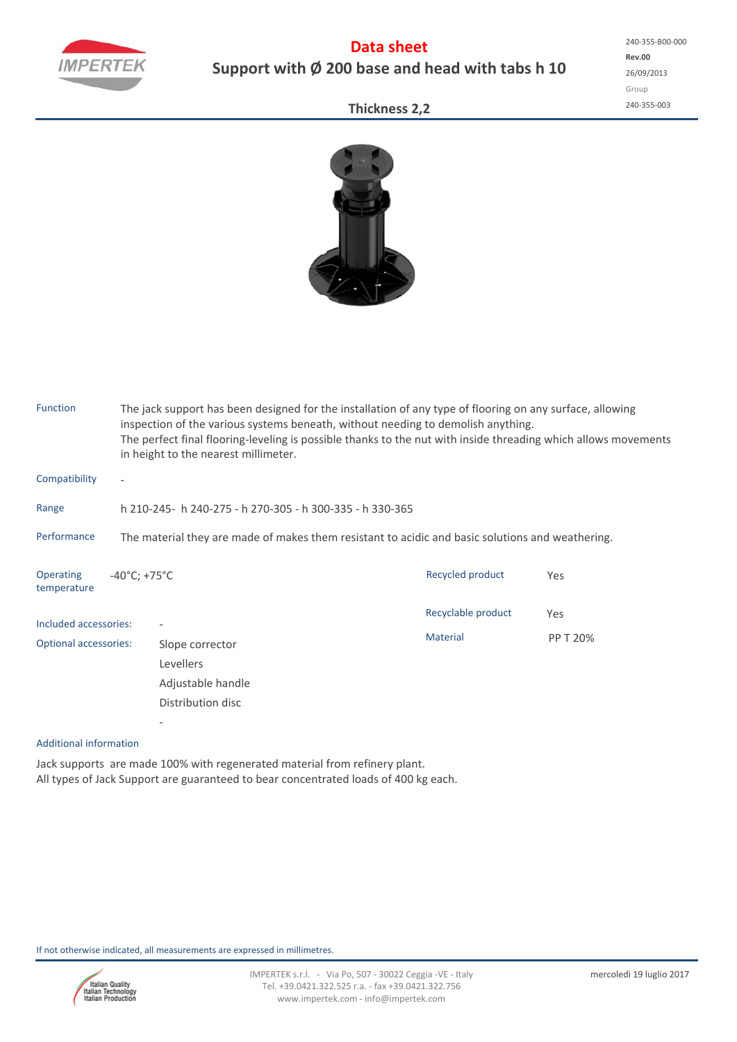# Data sheet

## Support with Ø 200 base and head with tabs h 10

240-355-B00-000
**Rev.00**
26/09/2013
Group
240-355-003

### Thickness 2,2

| | |
|---|---|
| Function | The jack support has been designed for the installation of any type of flooring on any surface, allowing inspection of the various systems beneath, without needing to demolish anything. The perfect final flooring-leveling is possible thanks to the nut with inside threading which allows movements in height to the nearest millimeter. |
| Compatibility | - |
| Range | h 210-245- h 240-275 - h 270-305 - h 300-335 - h 330-365 |
| Performance | The material they are made of makes them resistant to acidic and basic solutions and weathering. |

| | | | |
|---|---|---|---|
| Operating temperature | -40°C; +75°C | Recycled product | Yes |
| | | Recyclable product | Yes |
| Included accessories: | - | Material | PP T 20% |
| Optional accessories: | Slope corrector<br>Levellers<br>Adjustable handle<br>Distribution disc<br>- | | |

Additional information

Jack supports are made 100% with regenerated material from refinery plant.
All types of Jack Support are guaranteed to bear concentrated loads of 400 kg each.

If not otherwise indicated, all measurements are expressed in millimetres.

Italian Quality
Italian Technology
Italian Production

IMPERTEK s.r.l. - Via Po, 507 - 30022 Ceggia -VE - Italy
Tel. +39.0421.322.525 r.a. - fax +39.0421.322.756
www.impertek.com - info@impertek.com

mercoledì 19 luglio 2017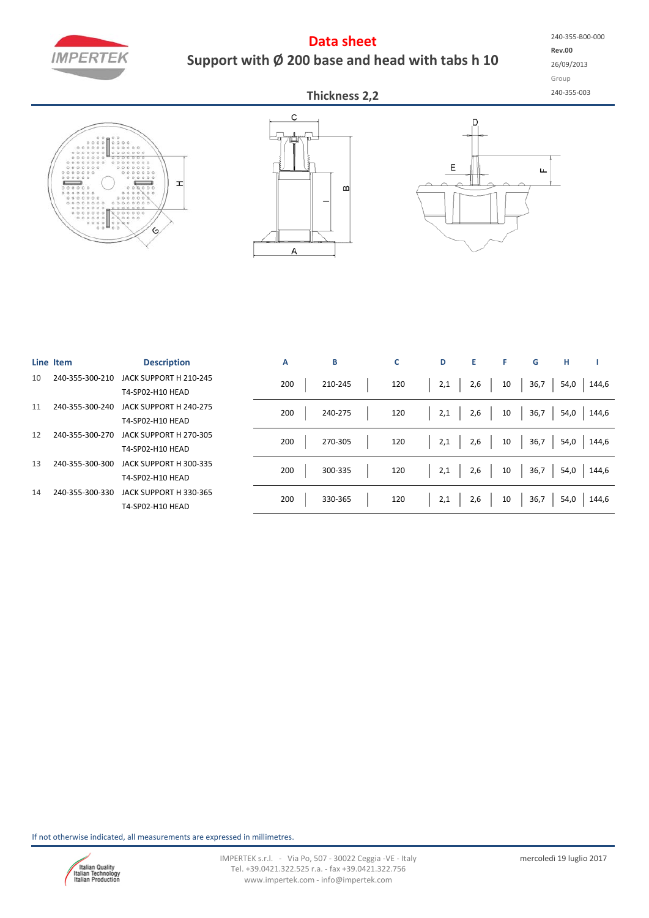# Data sheet

## Support with Ø 200 base and head with tabs h 10

240-355-B00-000
**Rev.00**
26/09/2013
Group
240-355-003

### Thickness 2,2

C

D

E

F

H

G

B

I

A

| Line | Item | Description | A | B | C | D | E | F | G | H | I |
|---|---|---|---|---|---|---|---|---|---|---|---|
| 10 | 240-355-300-210 | JACK SUPPORT H 210-245 T4-SP02-H10 HEAD | 200 | 210-245 | 120 | 2,1 | 2,6 | 10 | 36,7 | 54,0 | 144,6 |
| 11 | 240-355-300-240 | JACK SUPPORT H 240-275 T4-SP02-H10 HEAD | 200 | 240-275 | 120 | 2,1 | 2,6 | 10 | 36,7 | 54,0 | 144,6 |
| 12 | 240-355-300-270 | JACK SUPPORT H 270-305 T4-SP02-H10 HEAD | 200 | 270-305 | 120 | 2,1 | 2,6 | 10 | 36,7 | 54,0 | 144,6 |
| 13 | 240-355-300-300 | JACK SUPPORT H 300-335 T4-SP02-H10 HEAD | 200 | 300-335 | 120 | 2,1 | 2,6 | 10 | 36,7 | 54,0 | 144,6 |
| 14 | 240-355-300-330 | JACK SUPPORT H 330-365 T4-SP02-H10 HEAD | 200 | 330-365 | 120 | 2,1 | 2,6 | 10 | 36,7 | 54,0 | 144,6 |

If not otherwise indicated, all measurements are expressed in millimetres.

Italian Quality
Italian Technology
Italian Production

IMPERTEK s.r.l. - Via Po, 507 - 30022 Ceggia -VE - Italy
Tel. +39.0421.322.525 r.a. - fax +39.0421.322.756
www.impertek.com - info@impertek.com

mercoledì 19 luglio 2017